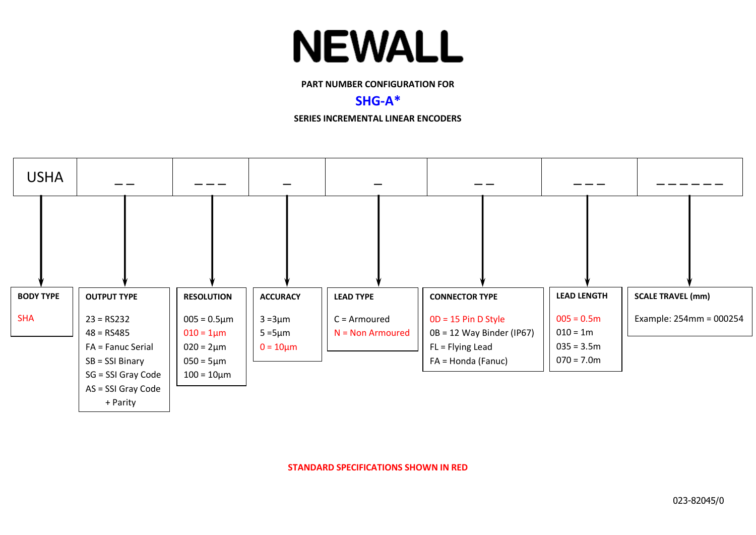# NEWALL

**PART NUMBER CONFIGURATION FOR**

**SHG-A***

**SERIES INCREMENTAL LINEAR ENCODERS**

| USHA | _ _ | _ _ _ | _ | _ | _ _ | _ _ _ | _ _ _ _ _ _ |
|---|---|---|---|---|---|---|---|
| **BODY TYPE** | **OUTPUT TYPE** | **RESOLUTION** | **ACCURACY** | **LEAD TYPE** | **CONNECTOR TYPE** | **LEAD LENGTH** | **SCALE TRAVEL (mm)** |
| SHA | 23 = RS232 | 005 = 0.5µm | 3 =3µm | C = Armoured | 0D = 15 Pin D Style | 005 = 0.5m | Example: 254mm = 000254 |
| | 48 = RS485 | 010 = 1µm | 5 =5µm | N = Non Armoured | 0B = 12 Way Binder (IP67) | 010 = 1m | |
| | FA = Fanuc Serial | 020 = 2µm | 0 = 10µm | | FL = Flying Lead | 035 = 3.5m | |
| | SB = SSI Binary | 050 = 5µm | | | FA = Honda (Fanuc) | 070 = 7.0m | |
| | SG = SSI Gray Code | 100 = 10µm | | | | | |
| | AS = SSI Gray Code + Parity | | | | | | |

**STANDARD SPECIFICATIONS SHOWN IN RED**

(Standard: SHA, 010 = 1µm, 0 = 10µm, N = Non Armoured, 0D = 15 Pin D Style, 005 = 0.5m)

023-82045/0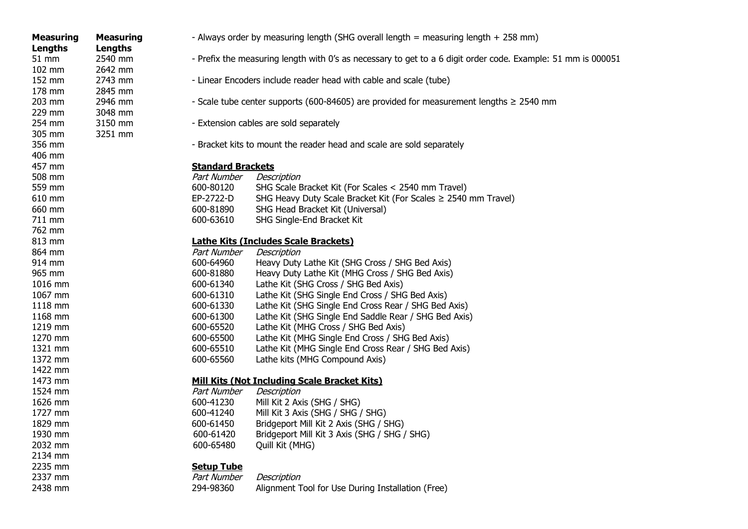| Measuring Lengths | Measuring Lengths |
|---|---|
| 51 mm | 2540 mm |
| 102 mm | 2642 mm |
| 152 mm | 2743 mm |
| 178 mm | 2845 mm |
| 203 mm | 2946 mm |
| 229 mm | 3048 mm |
| 254 mm | 3150 mm |
| 305 mm | 3251 mm |
| 356 mm | |
| 406 mm | |
| 457 mm | |
| 508 mm | |
| 559 mm | |
| 610 mm | |
| 660 mm | |
| 711 mm | |
| 762 mm | |
| 813 mm | |
| 864 mm | |
| 914 mm | |
| 965 mm | |
| 1016 mm | |
| 1067 mm | |
| 1118 mm | |
| 1168 mm | |
| 1219 mm | |
| 1270 mm | |
| 1321 mm | |
| 1372 mm | |
| 1422 mm | |
| 1473 mm | |
| 1524 mm | |
| 1626 mm | |
| 1727 mm | |
| 1829 mm | |
| 1930 mm | |
| 2032 mm | |
| 2134 mm | |
| 2235 mm | |
| 2337 mm | |
| 2438 mm | |

- Always order by measuring length (SHG overall length = measuring length + 258 mm)
- Prefix the measuring length with 0's as necessary to get to a 6 digit order code. Example: 51 mm is 000051
- Linear Encoders include reader head with cable and scale (tube)
- Scale tube center supports (600-84605) are provided for measurement lengths ≥ 2540 mm
- Extension cables are sold separately
- Bracket kits to mount the reader head and scale are sold separately

**Standard Brackets**

| *Part Number* | *Description* |
|---|---|
| 600-80120 | SHG Scale Bracket Kit (For Scales < 2540 mm Travel) |
| EP-2722-D | SHG Heavy Duty Scale Bracket Kit (For Scales ≥ 2540 mm Travel) |
| 600-81890 | SHG Head Bracket Kit (Universal) |
| 600-63610 | SHG Single-End Bracket Kit |

**Lathe Kits (Includes Scale Brackets)**

| *Part Number* | *Description* |
|---|---|
| 600-64960 | Heavy Duty Lathe Kit (SHG Cross / SHG Bed Axis) |
| 600-81880 | Heavy Duty Lathe Kit (MHG Cross / SHG Bed Axis) |
| 600-61340 | Lathe Kit (SHG Cross / SHG Bed Axis) |
| 600-61310 | Lathe Kit (SHG Single End Cross / SHG Bed Axis) |
| 600-61330 | Lathe Kit (SHG Single End Cross Rear / SHG Bed Axis) |
| 600-61300 | Lathe Kit (SHG Single End Saddle Rear / SHG Bed Axis) |
| 600-65520 | Lathe Kit (MHG Cross / SHG Bed Axis) |
| 600-65500 | Lathe Kit (MHG Single End Cross / SHG Bed Axis) |
| 600-65510 | Lathe Kit (MHG Single End Cross Rear / SHG Bed Axis) |
| 600-65560 | Lathe kits (MHG Compound Axis) |

**Mill Kits (Not Including Scale Bracket Kits)**

| *Part Number* | *Description* |
|---|---|
| 600-41230 | Mill Kit 2 Axis (SHG / SHG) |
| 600-41240 | Mill Kit 3 Axis (SHG / SHG / SHG) |
| 600-61450 | Bridgeport Mill Kit 2 Axis (SHG / SHG) |
| 600-61420 | Bridgeport Mill Kit 3 Axis (SHG / SHG / SHG) |
| 600-65480 | Quill Kit (MHG) |

**Setup Tube**

| *Part Number* | *Description* |
|---|---|
| 294-98360 | Alignment Tool for Use During Installation (Free) |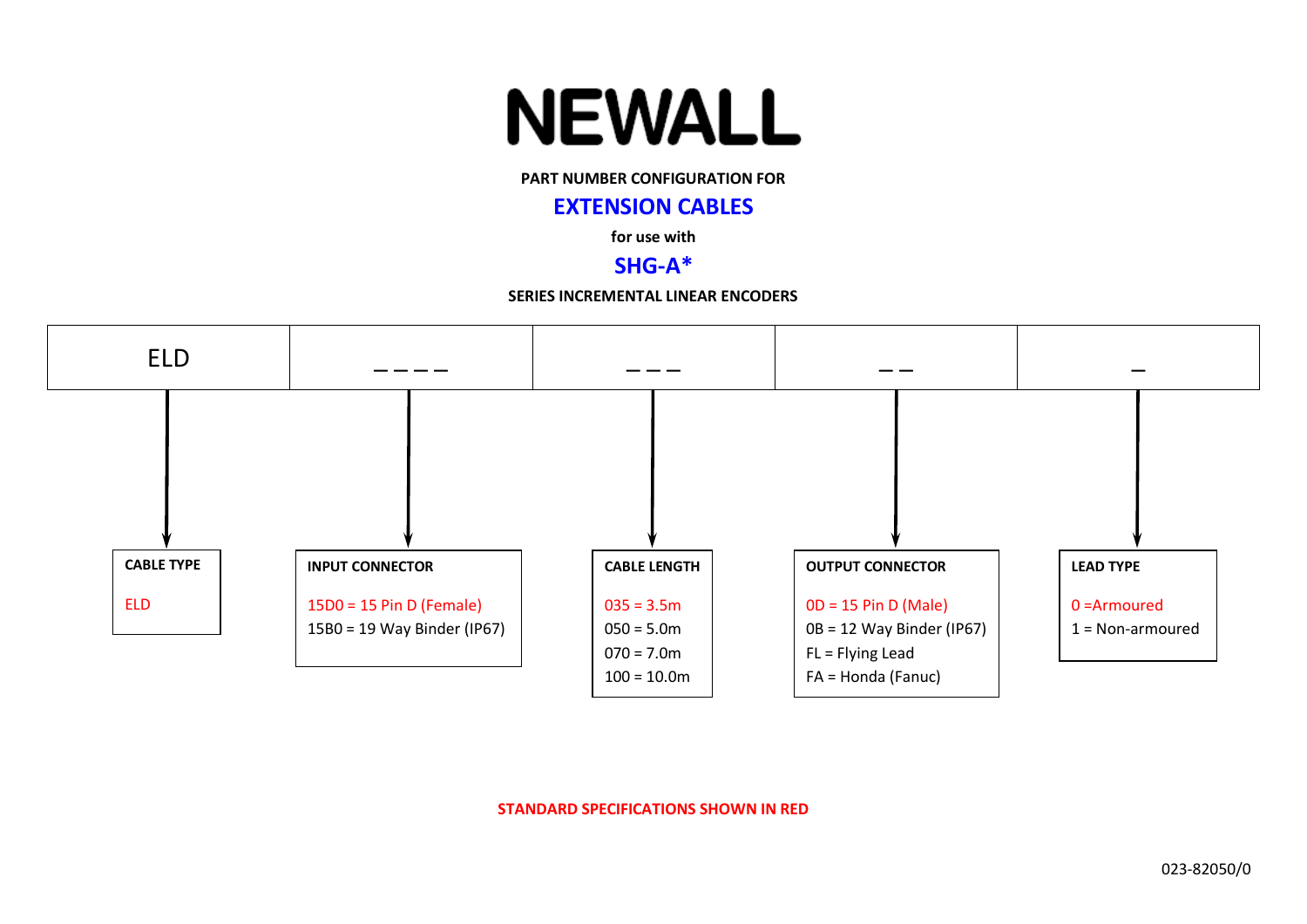# NEWALL

**PART NUMBER CONFIGURATION FOR**

## EXTENSION CABLES

**for use with**

## SHG-A*

**SERIES INCREMENTAL LINEAR ENCODERS**

| ELD | _ _ _ _ | _ _ _ | _ _ | _ |
|---|---|---|---|---|

| CABLE TYPE | INPUT CONNECTOR | CABLE LENGTH | OUTPUT CONNECTOR | LEAD TYPE |
|---|---|---|---|---|
| ELD | 15D0 = 15 Pin D (Female) | 035 = 3.5m | 0D = 15 Pin D (Male) | 0 =Armoured |
| | 15B0 = 19 Way Binder (IP67) | 050 = 5.0m | 0B = 12 Way Binder (IP67) | 1 = Non-armoured |
| | | 070 = 7.0m | FL = Flying Lead | |
| | | 100 = 10.0m | FA = Honda (Fanuc) | |

**STANDARD SPECIFICATIONS SHOWN IN RED**

023-82050/0